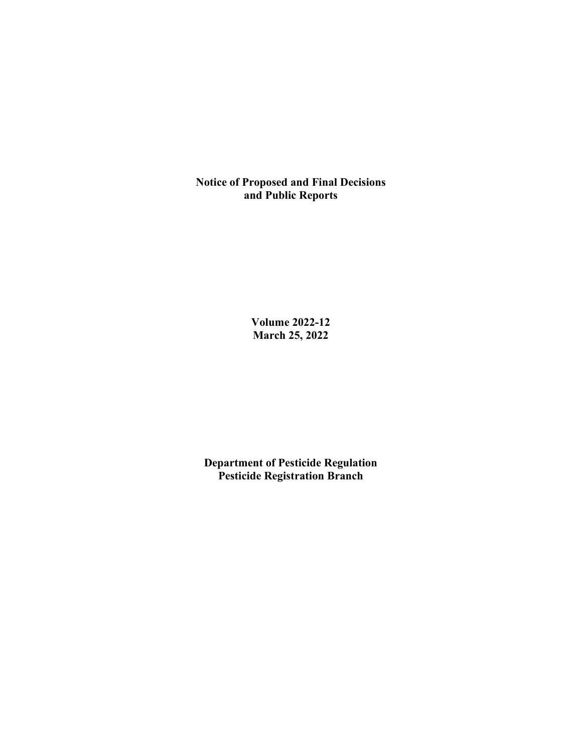**Notice of Proposed and Final Decisions and Public Reports**

**Volume 2022-12**
**March 25, 2022**

**Department of Pesticide Regulation**
**Pesticide Registration Branch**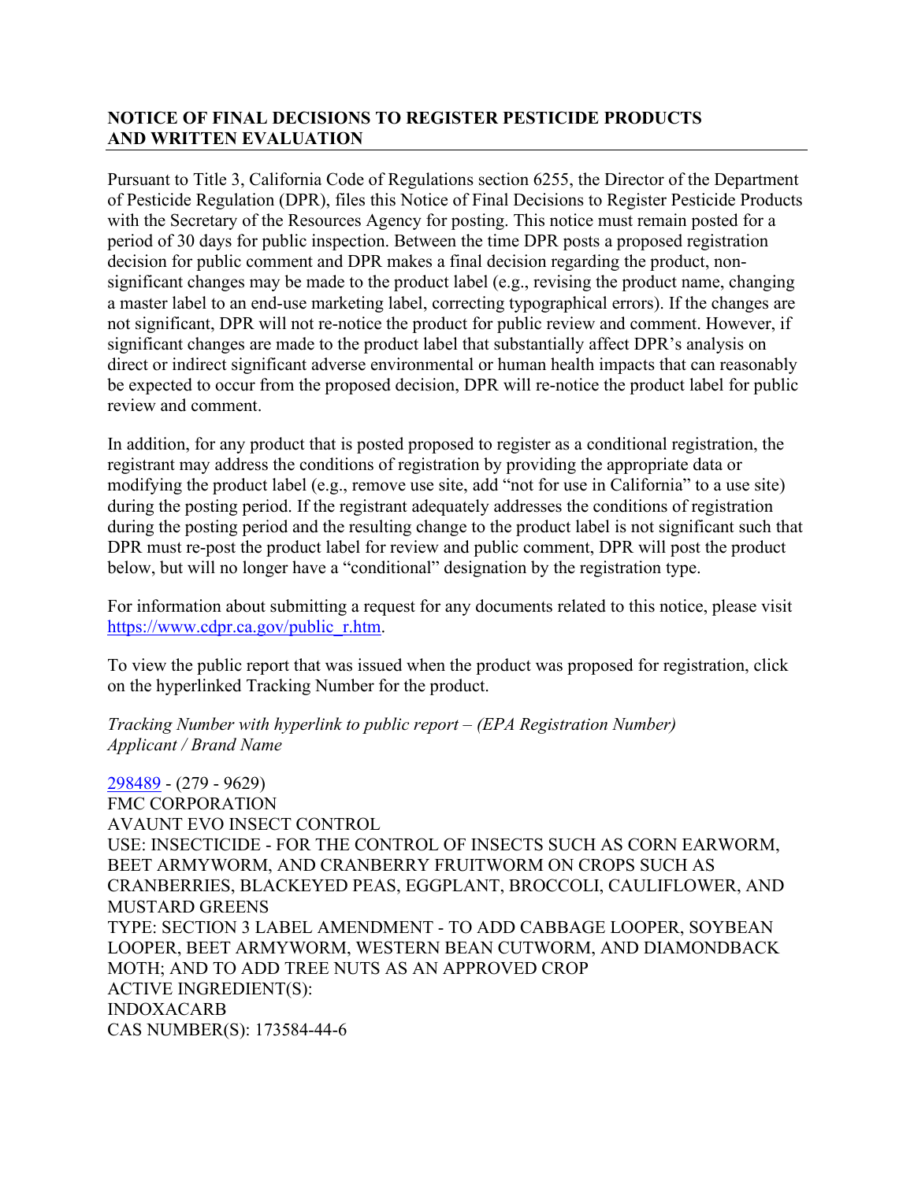## NOTICE OF FINAL DECISIONS TO REGISTER PESTICIDE PRODUCTS AND WRITTEN EVALUATION

Pursuant to Title 3, California Code of Regulations section 6255, the Director of the Department of Pesticide Regulation (DPR), files this Notice of Final Decisions to Register Pesticide Products with the Secretary of the Resources Agency for posting. This notice must remain posted for a period of 30 days for public inspection. Between the time DPR posts a proposed registration decision for public comment and DPR makes a final decision regarding the product, non-significant changes may be made to the product label (e.g., revising the product name, changing a master label to an end-use marketing label, correcting typographical errors). If the changes are not significant, DPR will not re-notice the product for public review and comment. However, if significant changes are made to the product label that substantially affect DPR's analysis on direct or indirect significant adverse environmental or human health impacts that can reasonably be expected to occur from the proposed decision, DPR will re-notice the product label for public review and comment.

In addition, for any product that is posted proposed to register as a conditional registration, the registrant may address the conditions of registration by providing the appropriate data or modifying the product label (e.g., remove use site, add "not for use in California" to a use site) during the posting period. If the registrant adequately addresses the conditions of registration during the posting period and the resulting change to the product label is not significant such that DPR must re-post the product label for review and public comment, DPR will post the product below, but will no longer have a "conditional" designation by the registration type.

For information about submitting a request for any documents related to this notice, please visit https://www.cdpr.ca.gov/public_r.htm.

To view the public report that was issued when the product was proposed for registration, click on the hyperlinked Tracking Number for the product.

*Tracking Number with hyperlink to public report – (EPA Registration Number)*
*Applicant / Brand Name*

298489 - (279 - 9629)
FMC CORPORATION
AVAUNT EVO INSECT CONTROL
USE: INSECTICIDE - FOR THE CONTROL OF INSECTS SUCH AS CORN EARWORM, BEET ARMYWORM, AND CRANBERRY FRUITWORM ON CROPS SUCH AS CRANBERRIES, BLACKEYED PEAS, EGGPLANT, BROCCOLI, CAULIFLOWER, AND MUSTARD GREENS
TYPE: SECTION 3 LABEL AMENDMENT - TO ADD CABBAGE LOOPER, SOYBEAN LOOPER, BEET ARMYWORM, WESTERN BEAN CUTWORM, AND DIAMONDBACK MOTH; AND TO ADD TREE NUTS AS AN APPROVED CROP
ACTIVE INGREDIENT(S):
INDOXACARB
CAS NUMBER(S): 173584-44-6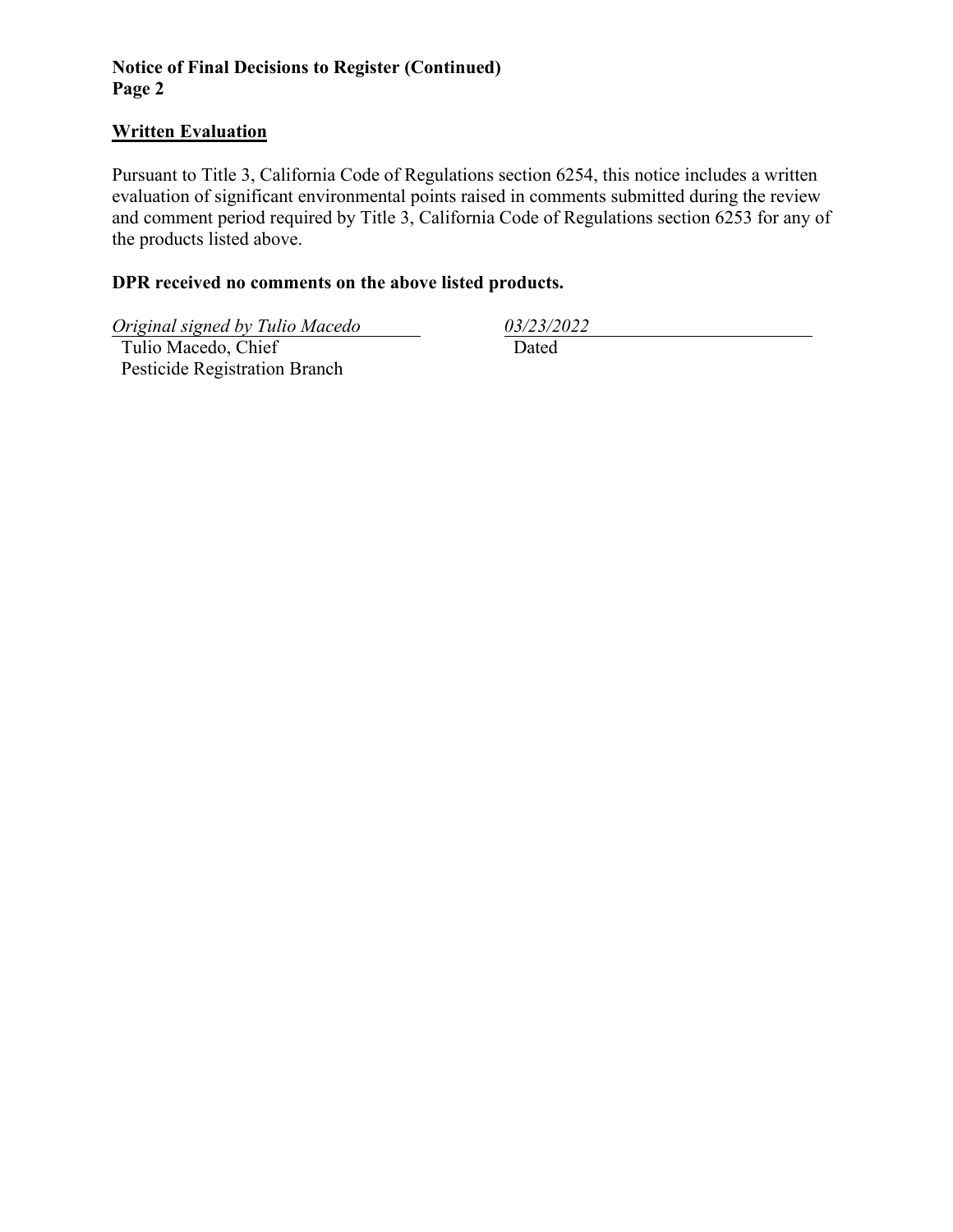**Notice of Final Decisions to Register (Continued)**
**Page 2**

## Written Evaluation

Pursuant to Title 3, California Code of Regulations section 6254, this notice includes a written evaluation of significant environmental points raised in comments submitted during the review and comment period required by Title 3, California Code of Regulations section 6253 for any of the products listed above.

**DPR received no comments on the above listed products.**

*Original signed by Tulio Macedo*
Tulio Macedo, Chief
Pesticide Registration Branch

*03/23/2022*
Dated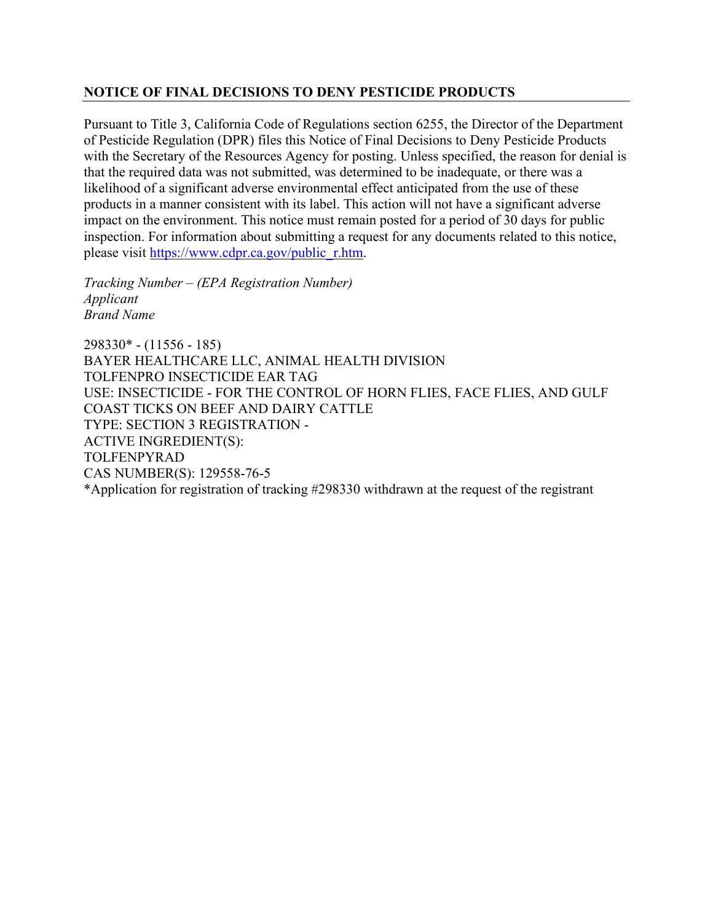## NOTICE OF FINAL DECISIONS TO DENY PESTICIDE PRODUCTS

Pursuant to Title 3, California Code of Regulations section 6255, the Director of the Department of Pesticide Regulation (DPR) files this Notice of Final Decisions to Deny Pesticide Products with the Secretary of the Resources Agency for posting. Unless specified, the reason for denial is that the required data was not submitted, was determined to be inadequate, or there was a likelihood of a significant adverse environmental effect anticipated from the use of these products in a manner consistent with its label. This action will not have a significant adverse impact on the environment. This notice must remain posted for a period of 30 days for public inspection. For information about submitting a request for any documents related to this notice, please visit [https://www.cdpr.ca.gov/public_r.htm](https://www.cdpr.ca.gov/public_r.htm).

*Tracking Number – (EPA Registration Number)*
*Applicant*
*Brand Name*

298330* - (11556 - 185)
BAYER HEALTHCARE LLC, ANIMAL HEALTH DIVISION
TOLFENPRO INSECTICIDE EAR TAG
USE: INSECTICIDE - FOR THE CONTROL OF HORN FLIES, FACE FLIES, AND GULF COAST TICKS ON BEEF AND DAIRY CATTLE
TYPE: SECTION 3 REGISTRATION -
ACTIVE INGREDIENT(S):
TOLFENPYRAD
CAS NUMBER(S): 129558-76-5
*Application for registration of tracking #298330 withdrawn at the request of the registrant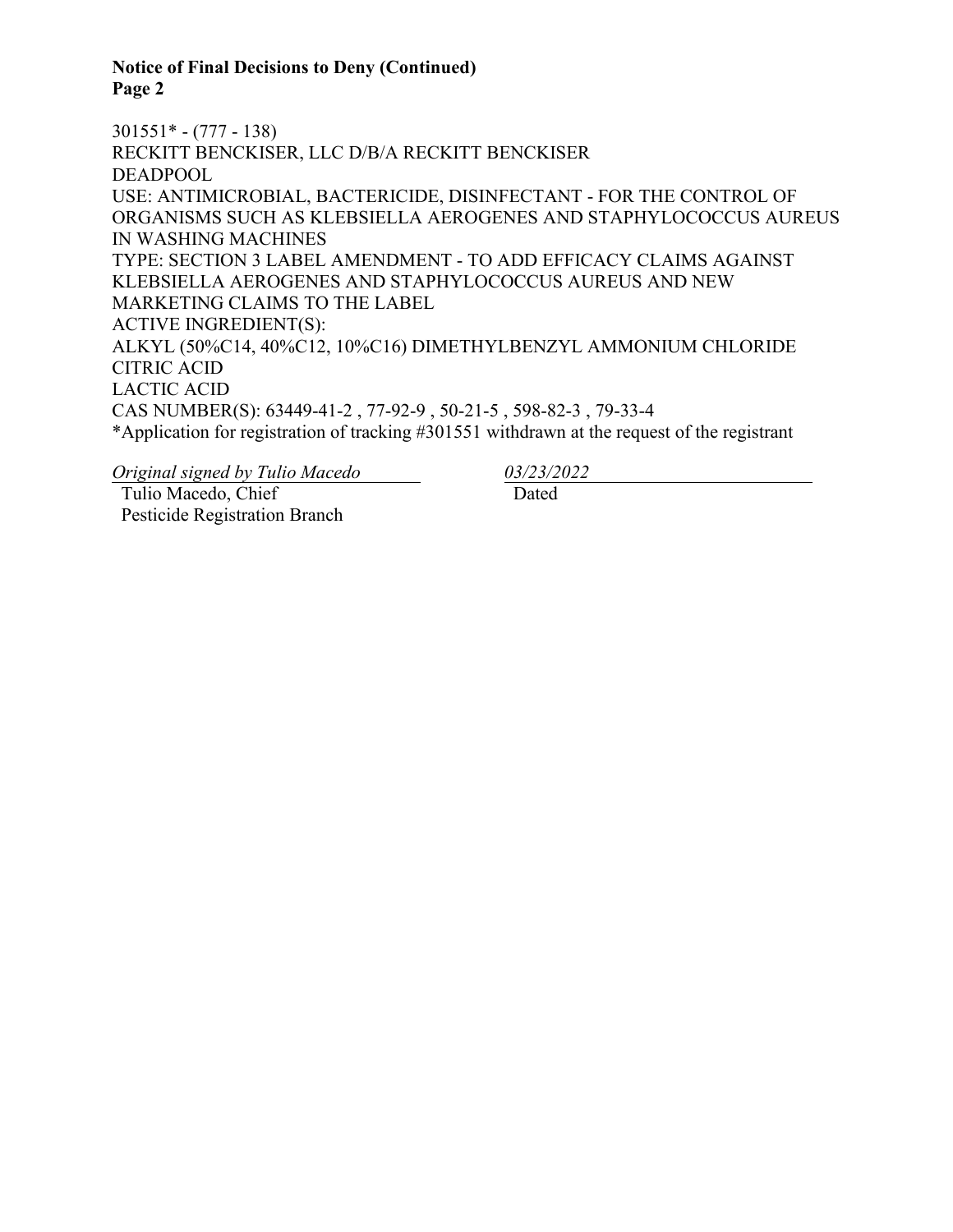**Notice of Final Decisions to Deny (Continued)**
**Page 2**

301551* - (777 - 138)
RECKITT BENCKISER, LLC D/B/A RECKITT BENCKISER
DEADPOOL
USE: ANTIMICROBIAL, BACTERICIDE, DISINFECTANT - FOR THE CONTROL OF ORGANISMS SUCH AS KLEBSIELLA AEROGENES AND STAPHYLOCOCCUS AUREUS IN WASHING MACHINES
TYPE: SECTION 3 LABEL AMENDMENT - TO ADD EFFICACY CLAIMS AGAINST KLEBSIELLA AEROGENES AND STAPHYLOCOCCUS AUREUS AND NEW MARKETING CLAIMS TO THE LABEL
ACTIVE INGREDIENT(S):
ALKYL (50%C14, 40%C12, 10%C16) DIMETHYLBENZYL AMMONIUM CHLORIDE
CITRIC ACID
LACTIC ACID
CAS NUMBER(S): 63449-41-2 , 77-92-9 , 50-21-5 , 598-82-3 , 79-33-4
*Application for registration of tracking #301551 withdrawn at the request of the registrant

*Original signed by Tulio Macedo* — *03/23/2022*
Tulio Macedo, Chief — Dated
Pesticide Registration Branch